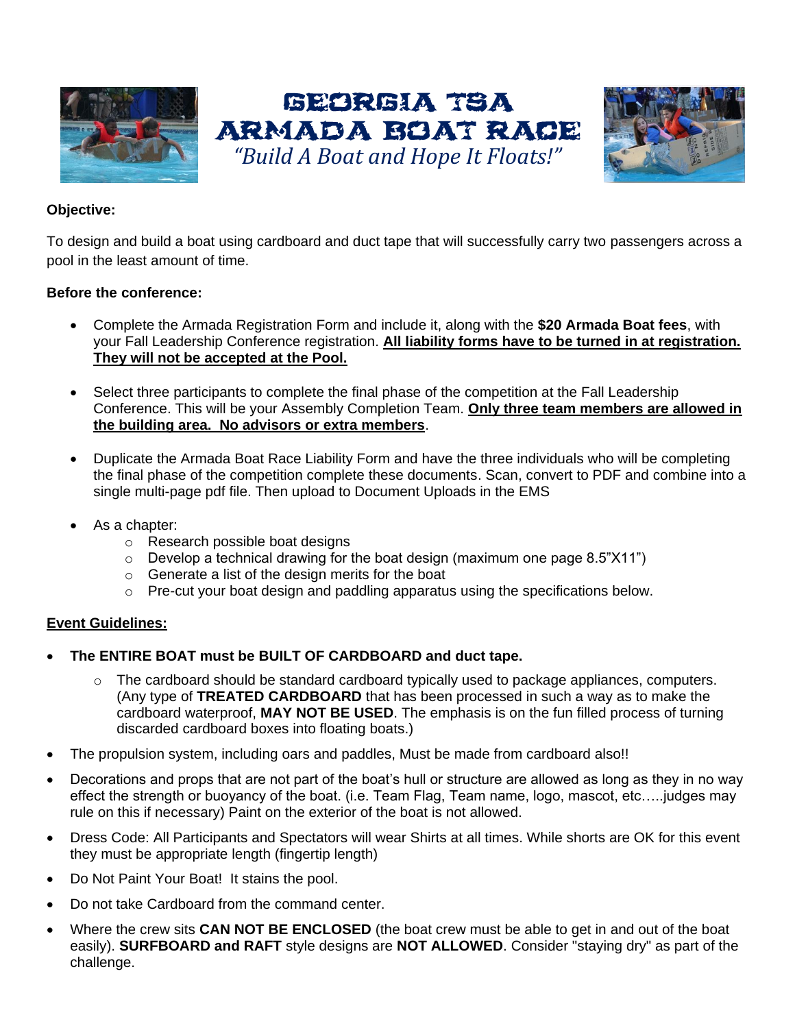# GEORGIA TSA ARMADA BOAT RACE

*"Build A Boat and Hope It Floats!"*

**Objective:**

To design and build a boat using cardboard and duct tape that will successfully carry two passengers across a pool in the least amount of time.

**Before the conference:**

- Complete the Armada Registration Form and include it, along with the **$20 Armada Boat fees**, with your Fall Leadership Conference registration. **All liability forms have to be turned in at registration. They will not be accepted at the Pool.**
- Select three participants to complete the final phase of the competition at the Fall Leadership Conference. This will be your Assembly Completion Team. **Only three team members are allowed in the building area. No advisors or extra members**.
- Duplicate the Armada Boat Race Liability Form and have the three individuals who will be completing the final phase of the competition complete these documents. Scan, convert to PDF and combine into a single multi-page pdf file. Then upload to Document Uploads in the EMS
- As a chapter:
  - Research possible boat designs
  - Develop a technical drawing for the boat design (maximum one page 8.5"X11")
  - Generate a list of the design merits for the boat
  - Pre-cut your boat design and paddling apparatus using the specifications below.

**Event Guidelines:**

- **The ENTIRE BOAT must be BUILT OF CARDBOARD and duct tape.**
  - The cardboard should be standard cardboard typically used to package appliances, computers. (Any type of **TREATED CARDBOARD** that has been processed in such a way as to make the cardboard waterproof, **MAY NOT BE USED**. The emphasis is on the fun filled process of turning discarded cardboard boxes into floating boats.)
- The propulsion system, including oars and paddles, Must be made from cardboard also!!
- Decorations and props that are not part of the boat's hull or structure are allowed as long as they in no way effect the strength or buoyancy of the boat. (i.e. Team Flag, Team name, logo, mascot, etc…..judges may rule on this if necessary) Paint on the exterior of the boat is not allowed.
- Dress Code: All Participants and Spectators will wear Shirts at all times. While shorts are OK for this event they must be appropriate length (fingertip length)
- Do Not Paint Your Boat! It stains the pool.
- Do not take Cardboard from the command center.
- Where the crew sits **CAN NOT BE ENCLOSED** (the boat crew must be able to get in and out of the boat easily). **SURFBOARD and RAFT** style designs are **NOT ALLOWED**. Consider "staying dry" as part of the challenge.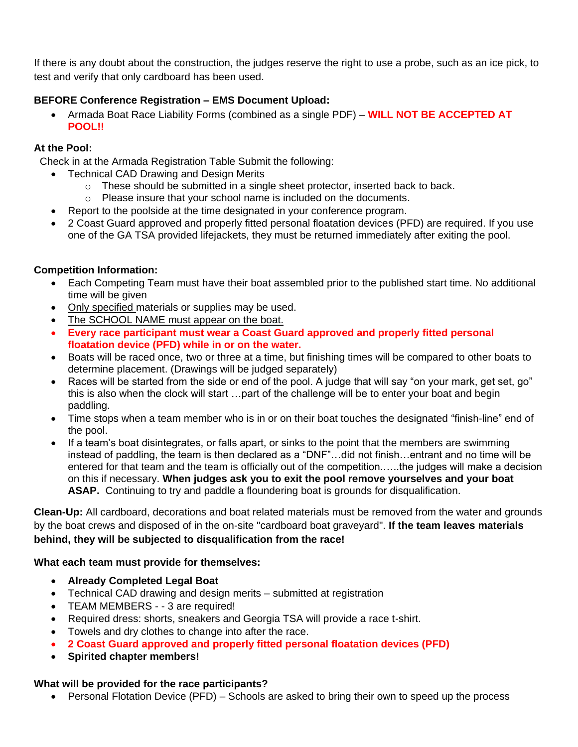If there is any doubt about the construction, the judges reserve the right to use a probe, such as an ice pick, to test and verify that only cardboard has been used.

**BEFORE Conference Registration – EMS Document Upload:**

- Armada Boat Race Liability Forms (combined as a single PDF) – **WILL NOT BE ACCEPTED AT POOL!!**

**At the Pool:**

Check in at the Armada Registration Table Submit the following:

- Technical CAD Drawing and Design Merits
  - These should be submitted in a single sheet protector, inserted back to back.
  - Please insure that your school name is included on the documents.
- Report to the poolside at the time designated in your conference program.
- 2 Coast Guard approved and properly fitted personal floatation devices (PFD) are required. If you use one of the GA TSA provided lifejackets, they must be returned immediately after exiting the pool.

**Competition Information:**

- Each Competing Team must have their boat assembled prior to the published start time. No additional time will be given
- Only specified materials or supplies may be used.
- The SCHOOL NAME must appear on the boat.
- **Every race participant must wear a Coast Guard approved and properly fitted personal floatation device (PFD) while in or on the water.**
- Boats will be raced once, two or three at a time, but finishing times will be compared to other boats to determine placement. (Drawings will be judged separately)
- Races will be started from the side or end of the pool. A judge that will say "on your mark, get set, go" this is also when the clock will start …part of the challenge will be to enter your boat and begin paddling.
- Time stops when a team member who is in or on their boat touches the designated "finish-line" end of the pool.
- If a team's boat disintegrates, or falls apart, or sinks to the point that the members are swimming instead of paddling, the team is then declared as a "DNF"…did not finish…entrant and no time will be entered for that team and the team is officially out of the competition……the judges will make a decision on this if necessary. **When judges ask you to exit the pool remove yourselves and your boat ASAP.** Continuing to try and paddle a floundering boat is grounds for disqualification.

**Clean-Up:** All cardboard, decorations and boat related materials must be removed from the water and grounds by the boat crews and disposed of in the on-site "cardboard boat graveyard". **If the team leaves materials behind, they will be subjected to disqualification from the race!**

**What each team must provide for themselves:**

- **Already Completed Legal Boat**
- Technical CAD drawing and design merits – submitted at registration
- TEAM MEMBERS - - 3 are required!
- Required dress: shorts, sneakers and Georgia TSA will provide a race t-shirt.
- Towels and dry clothes to change into after the race.
- **2 Coast Guard approved and properly fitted personal floatation devices (PFD)**
- **Spirited chapter members!**

**What will be provided for the race participants?**

- Personal Flotation Device (PFD) – Schools are asked to bring their own to speed up the process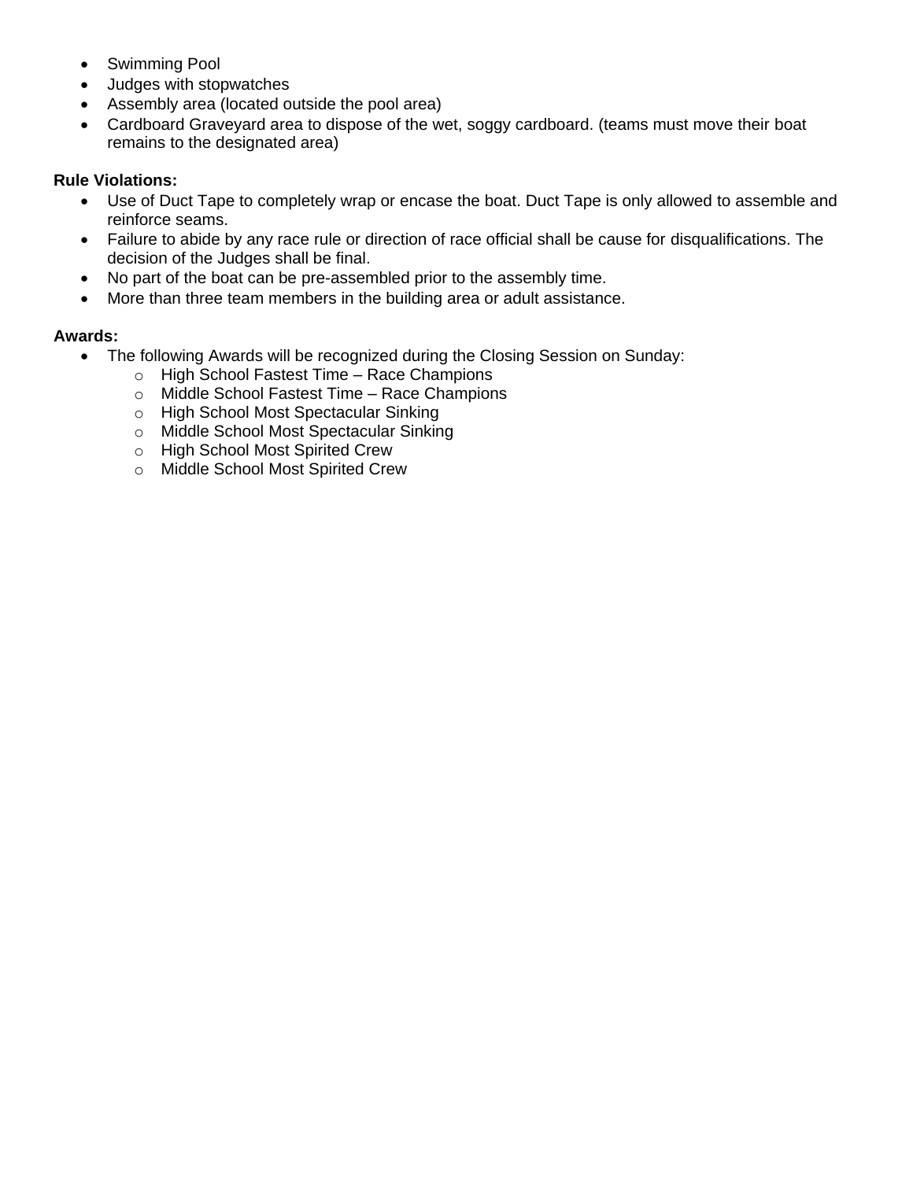- Swimming Pool
- Judges with stopwatches
- Assembly area (located outside the pool area)
- Cardboard Graveyard area to dispose of the wet, soggy cardboard. (teams must move their boat remains to the designated area)

**Rule Violations:**

- Use of Duct Tape to completely wrap or encase the boat. Duct Tape is only allowed to assemble and reinforce seams.
- Failure to abide by any race rule or direction of race official shall be cause for disqualifications. The decision of the Judges shall be final.
- No part of the boat can be pre-assembled prior to the assembly time.
- More than three team members in the building area or adult assistance.

**Awards:**

- The following Awards will be recognized during the Closing Session on Sunday:
  - High School Fastest Time – Race Champions
  - Middle School Fastest Time – Race Champions
  - High School Most Spectacular Sinking
  - Middle School Most Spectacular Sinking
  - High School Most Spirited Crew
  - Middle School Most Spirited Crew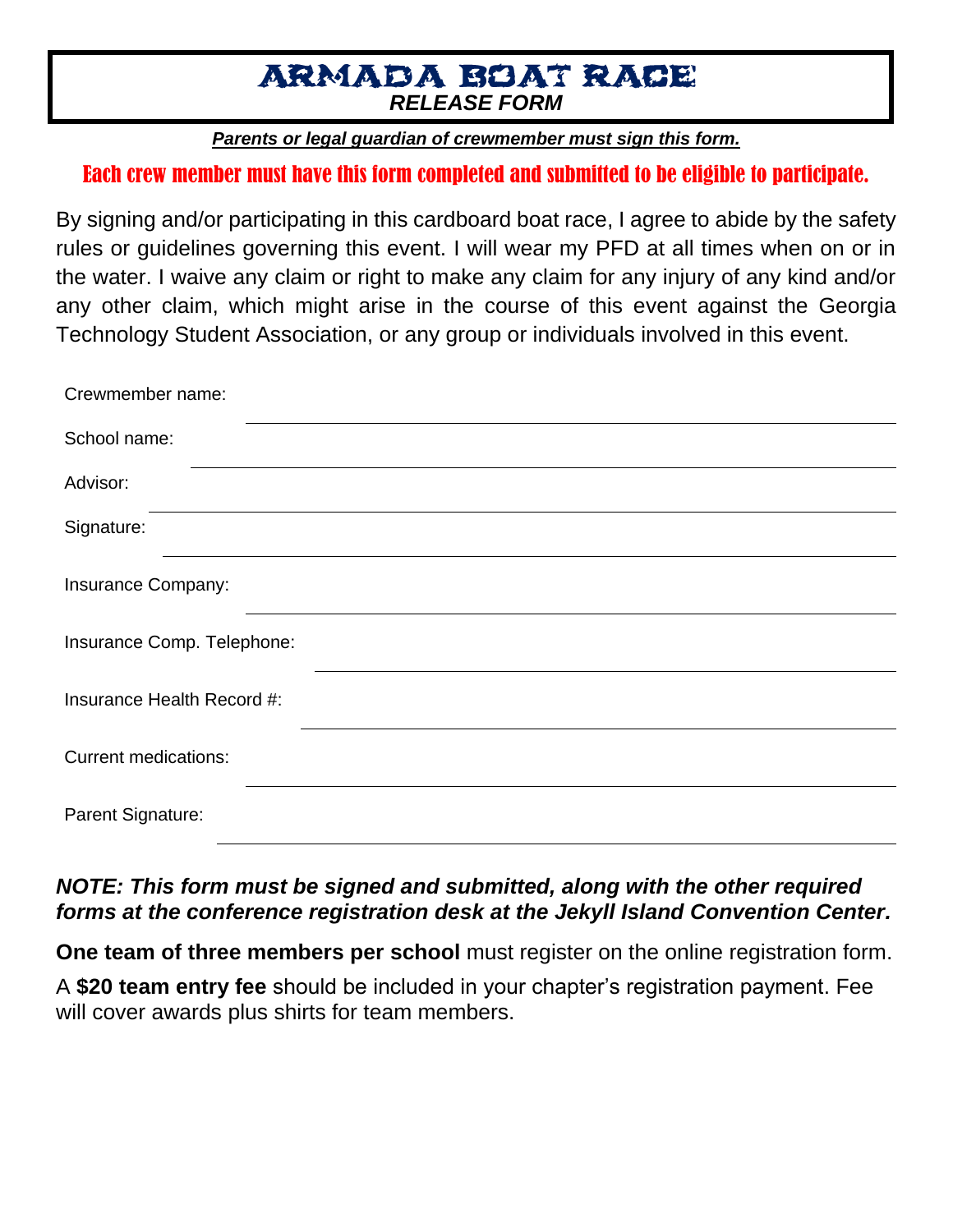# ARMADA BOAT RACE

***RELEASE FORM***

***Parents or legal guardian of crewmember must sign this form.***

Each crew member must have this form completed and submitted to be eligible to participate.

By signing and/or participating in this cardboard boat race, I agree to abide by the safety rules or guidelines governing this event. I will wear my PFD at all times when on or in the water. I waive any claim or right to make any claim for any injury of any kind and/or any other claim, which might arise in the course of this event against the Georgia Technology Student Association, or any group or individuals involved in this event.

Crewmember name: ______________________________

School name: ______________________________

Advisor: ______________________________

Signature: ______________________________

Insurance Company: ______________________________

Insurance Comp. Telephone: ______________________________

Insurance Health Record #: ______________________________

Current medications: ______________________________

Parent Signature: ______________________________

***NOTE: This form must be signed and submitted, along with the other required forms at the conference registration desk at the Jekyll Island Convention Center.***

**One team of three members per school** must register on the online registration form.

A **$20 team entry fee** should be included in your chapter's registration payment. Fee will cover awards plus shirts for team members.